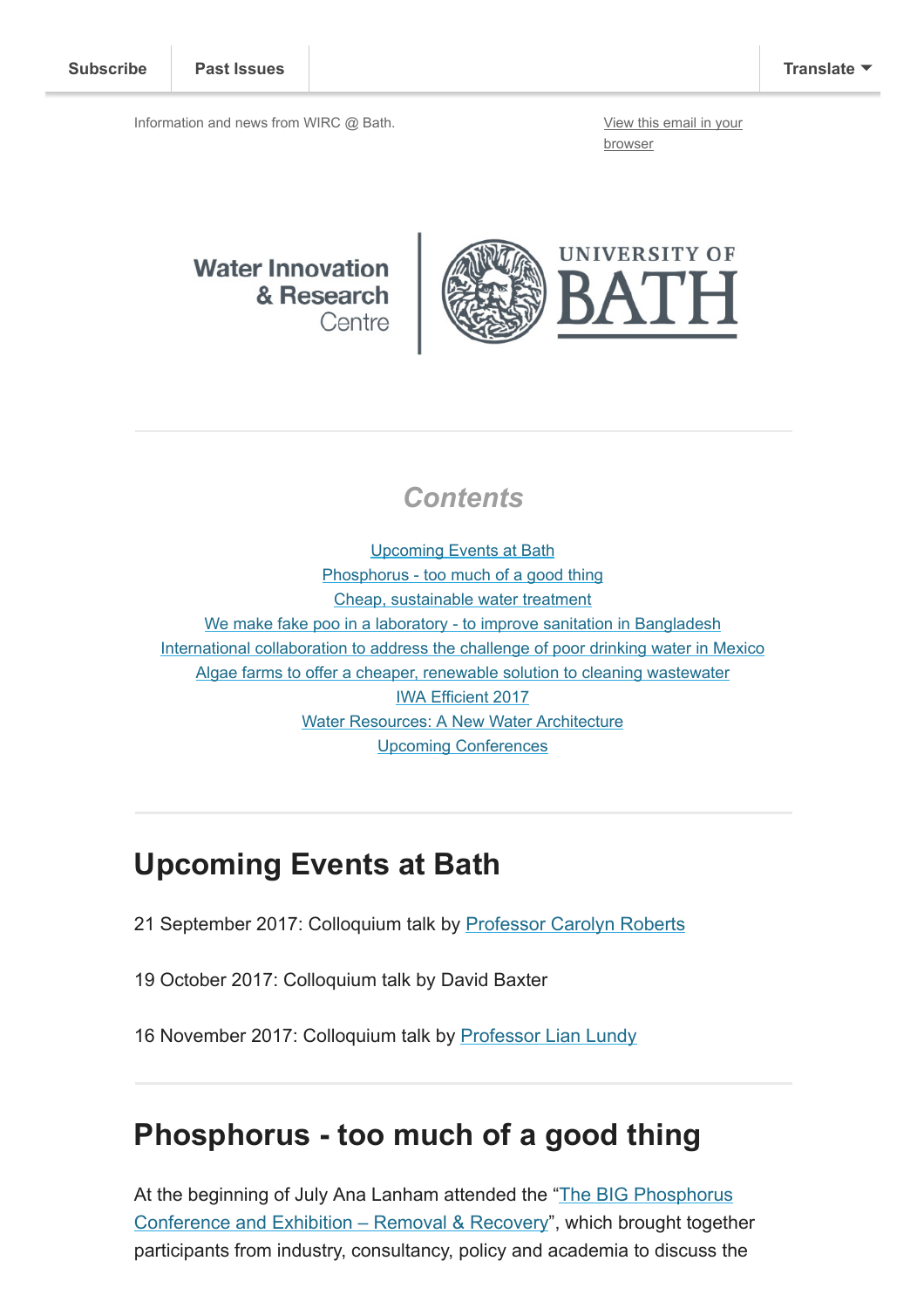Subscribe | Past Issues | Translate

Information and news from WIRC @ Bath.

View this email in your browser

Water Innovation & Research Centre | UNIVERSITY OF BATH

## Contents

Upcoming Events at Bath
Phosphorus - too much of a good thing
Cheap, sustainable water treatment
We make fake poo in a laboratory - to improve sanitation in Bangladesh
International collaboration to address the challenge of poor drinking water in Mexico
Algae farms to offer a cheaper, renewable solution to cleaning wastewater
IWA Efficient 2017
Water Resources: A New Water Architecture
Upcoming Conferences

# Upcoming Events at Bath

21 September 2017: Colloquium talk by Professor Carolyn Roberts

19 October 2017: Colloquium talk by David Baxter

16 November 2017: Colloquium talk by Professor Lian Lundy

# Phosphorus - too much of a good thing

At the beginning of July Ana Lanham attended the "The BIG Phosphorus Conference and Exhibition – Removal & Recovery", which brought together participants from industry, consultancy, policy and academia to discuss the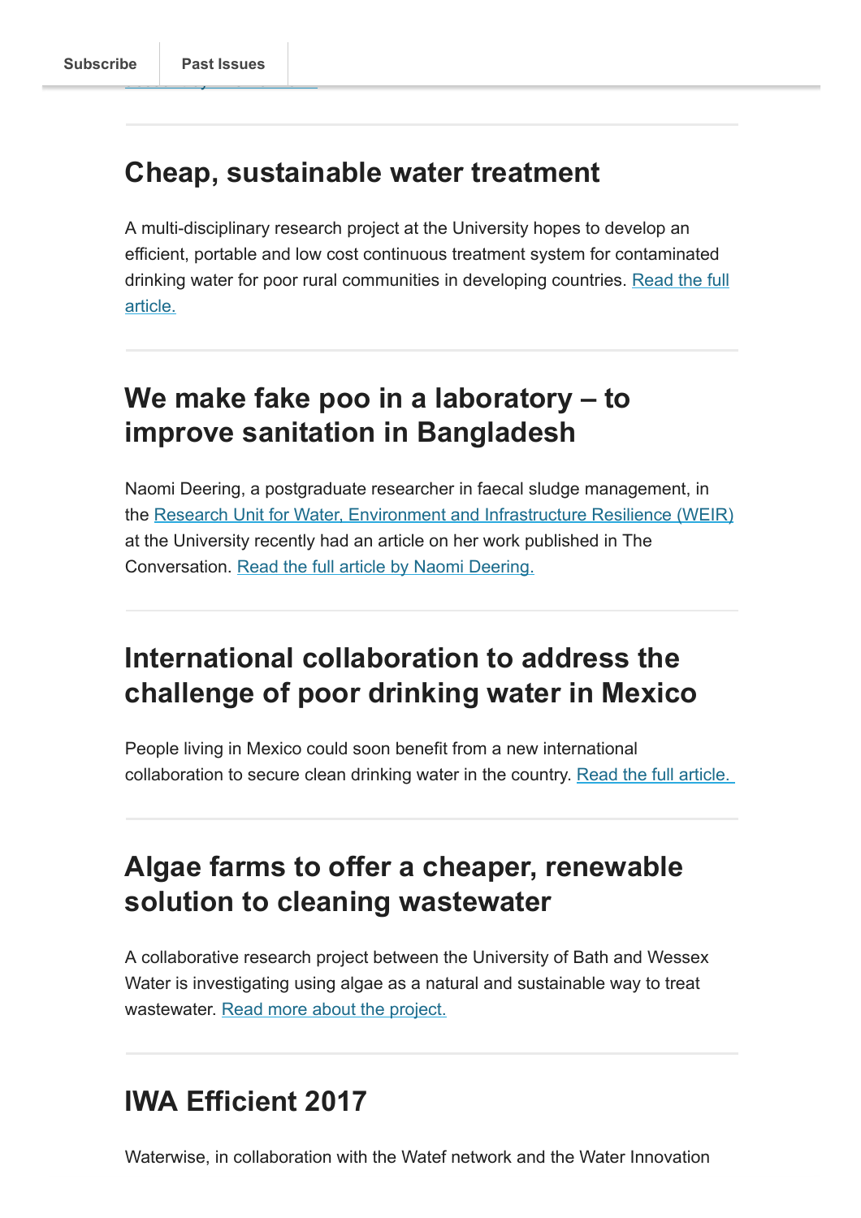## Cheap, sustainable water treatment

A multi-disciplinary research project at the University hopes to develop an efficient, portable and low cost continuous treatment system for contaminated drinking water for poor rural communities in developing countries. Read the full article.

## We make fake poo in a laboratory – to improve sanitation in Bangladesh

Naomi Deering, a postgraduate researcher in faecal sludge management, in the Research Unit for Water, Environment and Infrastructure Resilience (WEIR) at the University recently had an article on her work published in The Conversation. Read the full article by Naomi Deering.

## International collaboration to address the challenge of poor drinking water in Mexico

People living in Mexico could soon benefit from a new international collaboration to secure clean drinking water in the country. Read the full article.

## Algae farms to offer a cheaper, renewable solution to cleaning wastewater

A collaborative research project between the University of Bath and Wessex Water is investigating using algae as a natural and sustainable way to treat wastewater. Read more about the project.

## IWA Efficient 2017

Waterwise, in collaboration with the Watef network and the Water Innovation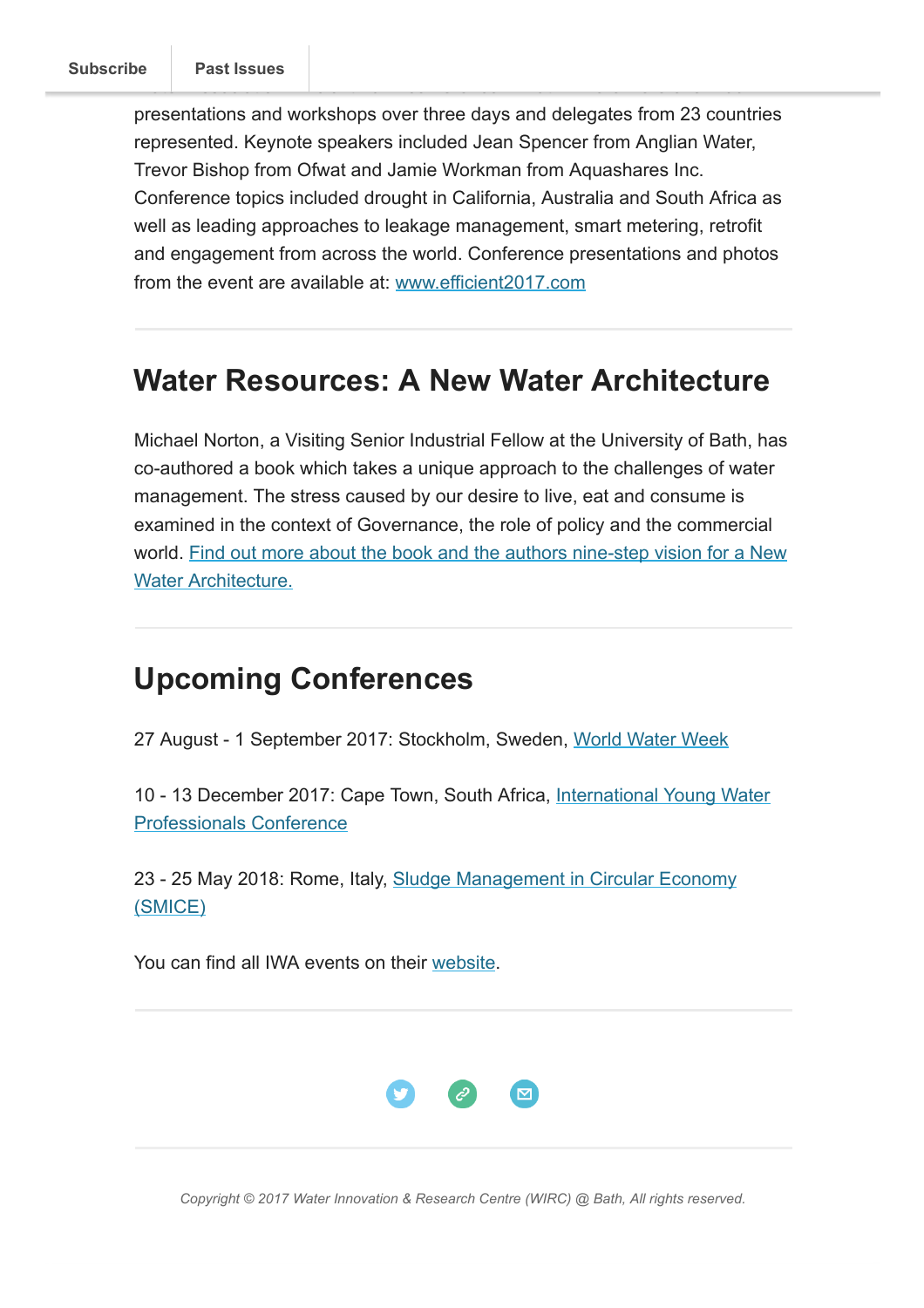presentations and workshops over three days and delegates from 23 countries represented. Keynote speakers included Jean Spencer from Anglian Water, Trevor Bishop from Ofwat and Jamie Workman from Aquashares Inc. Conference topics included drought in California, Australia and South Africa as well as leading approaches to leakage management, smart metering, retrofit and engagement from across the world. Conference presentations and photos from the event are available at: www.efficient2017.com

---

## Water Resources: A New Water Architecture

Michael Norton, a Visiting Senior Industrial Fellow at the University of Bath, has co-authored a book which takes a unique approach to the challenges of water management. The stress caused by our desire to live, eat and consume is examined in the context of Governance, the role of policy and the commercial world. Find out more about the book and the authors nine-step vision for a New Water Architecture.

---

## Upcoming Conferences

27 August - 1 September 2017: Stockholm, Sweden, World Water Week

10 - 13 December 2017: Cape Town, South Africa, International Young Water Professionals Conference

23 - 25 May 2018: Rome, Italy, Sludge Management in Circular Economy (SMICE)

You can find all IWA events on their website.

---

*Copyright © 2017 Water Innovation & Research Centre (WIRC) @ Bath, All rights reserved.*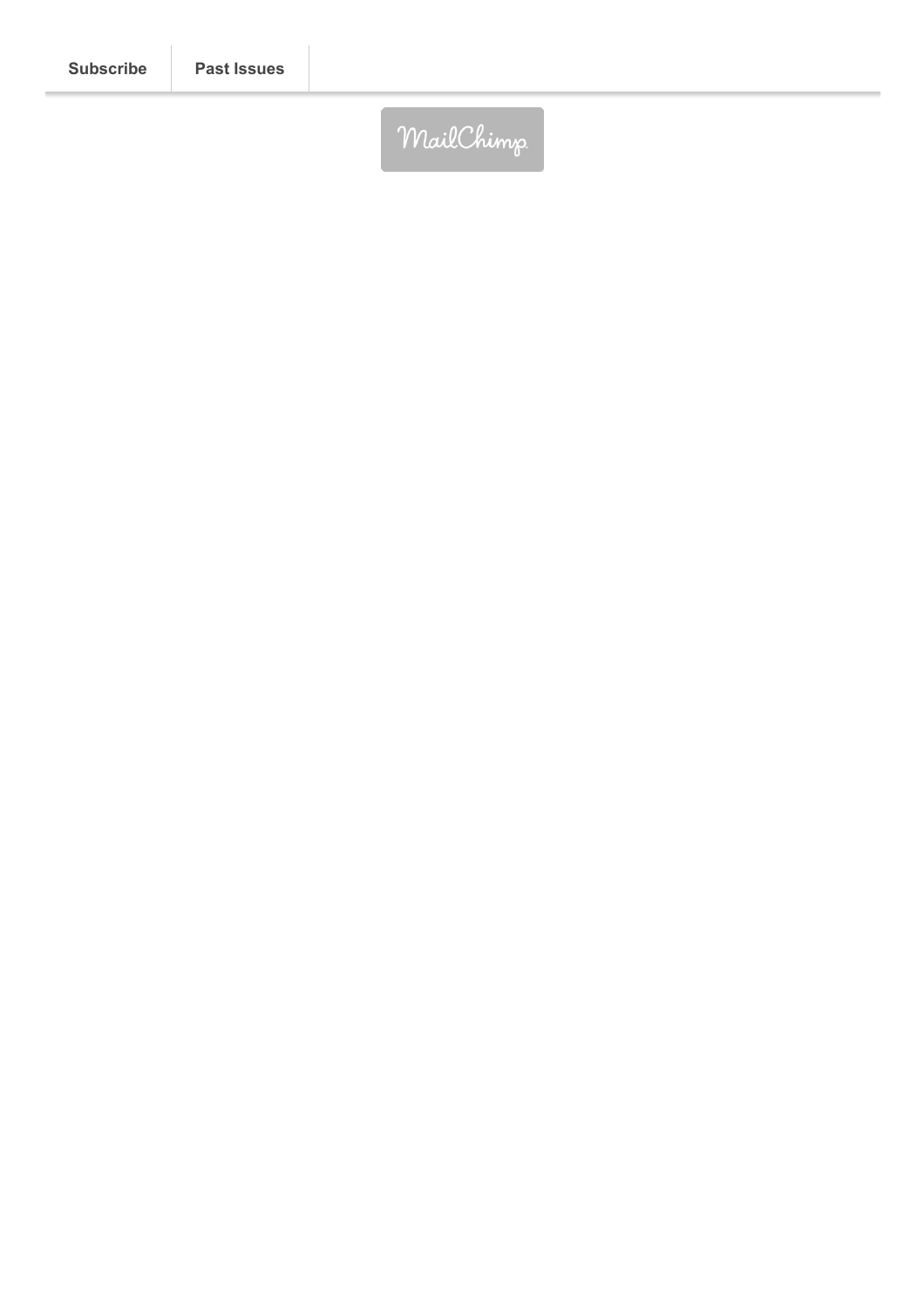Subscribe | Past Issues

MailChimp